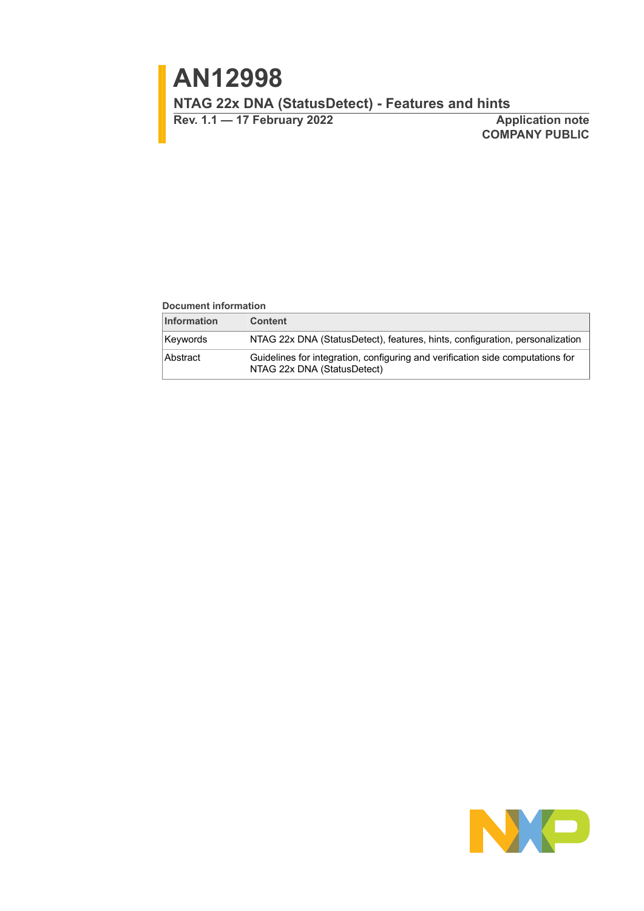# AN12998

## NTAG 22x DNA (StatusDetect) - Features and hints

**Rev. 1.1 — 17 February 2022**

**Application note**
**COMPANY PUBLIC**

**Document information**

| Information | Content |
| --- | --- |
| Keywords | NTAG 22x DNA (StatusDetect), features, hints, configuration, personalization |
| Abstract | Guidelines for integration, configuring and verification side computations for NTAG 22x DNA (StatusDetect) |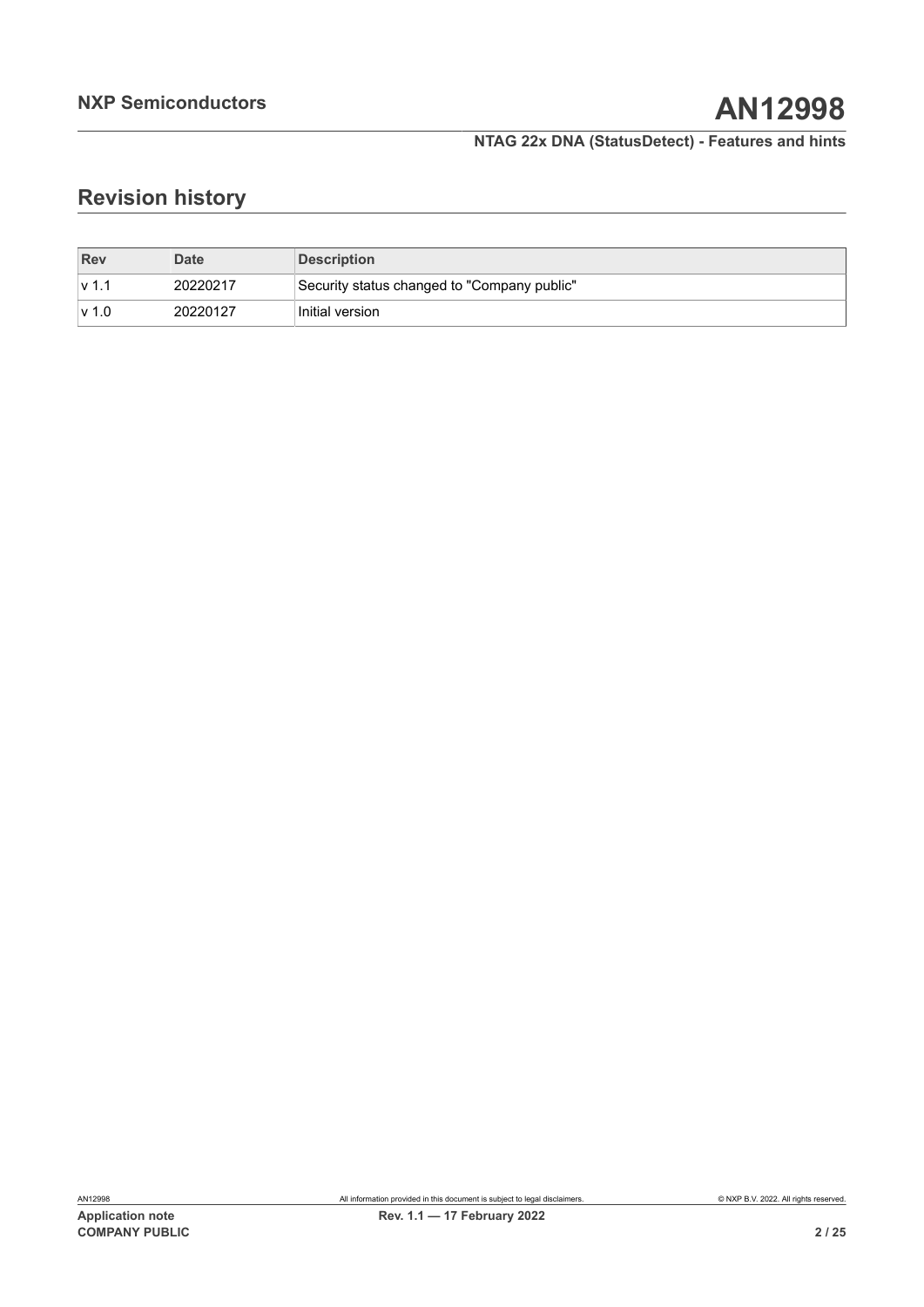## Revision history

| Rev | Date | Description |
|---|---|---|
| v 1.1 | 20220217 | Security status changed to "Company public" |
| v 1.0 | 20220127 | Initial version |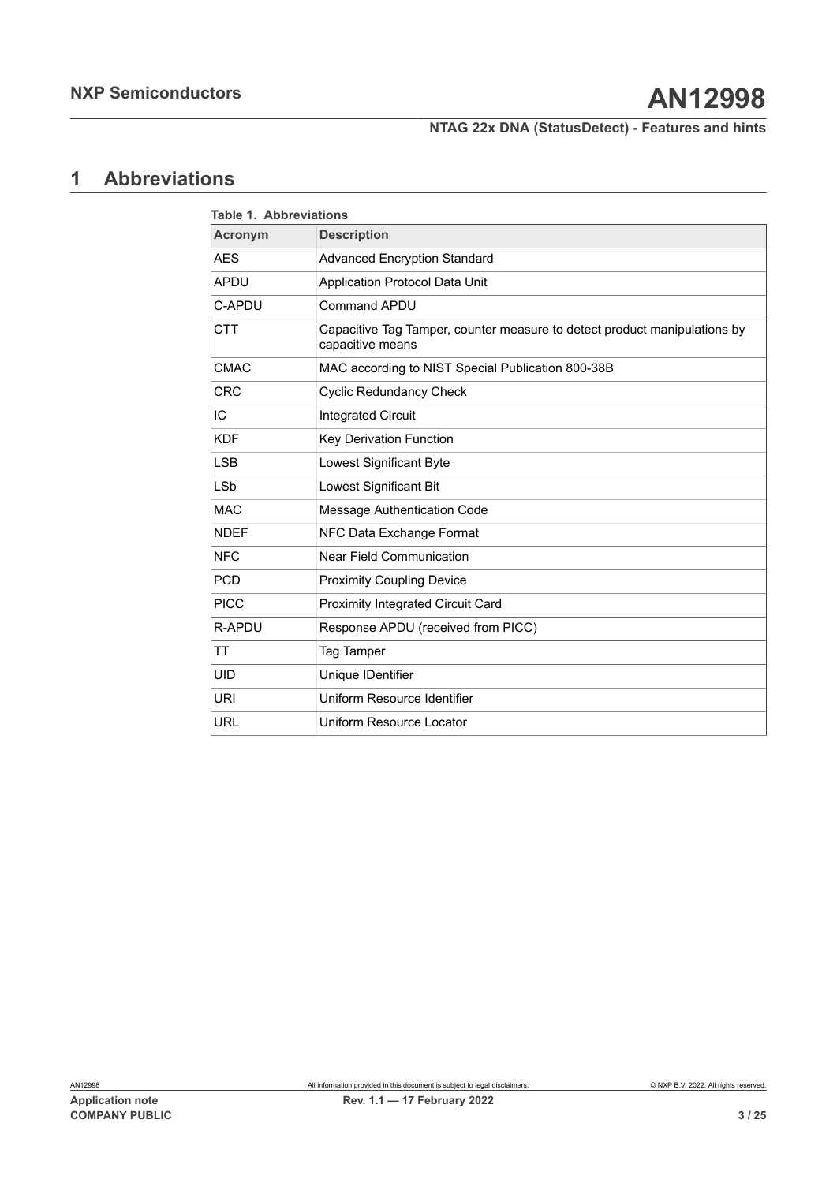# 1 Abbreviations

**Table 1. Abbreviations**

| Acronym | Description |
| --- | --- |
| AES | Advanced Encryption Standard |
| APDU | Application Protocol Data Unit |
| C-APDU | Command APDU |
| CTT | Capacitive Tag Tamper, counter measure to detect product manipulations by capacitive means |
| CMAC | MAC according to NIST Special Publication 800-38B |
| CRC | Cyclic Redundancy Check |
| IC | Integrated Circuit |
| KDF | Key Derivation Function |
| LSB | Lowest Significant Byte |
| LSb | Lowest Significant Bit |
| MAC | Message Authentication Code |
| NDEF | NFC Data Exchange Format |
| NFC | Near Field Communication |
| PCD | Proximity Coupling Device |
| PICC | Proximity Integrated Circuit Card |
| R-APDU | Response APDU (received from PICC) |
| TT | Tag Tamper |
| UID | Unique IDentifier |
| URI | Uniform Resource Identifier |
| URL | Uniform Resource Locator |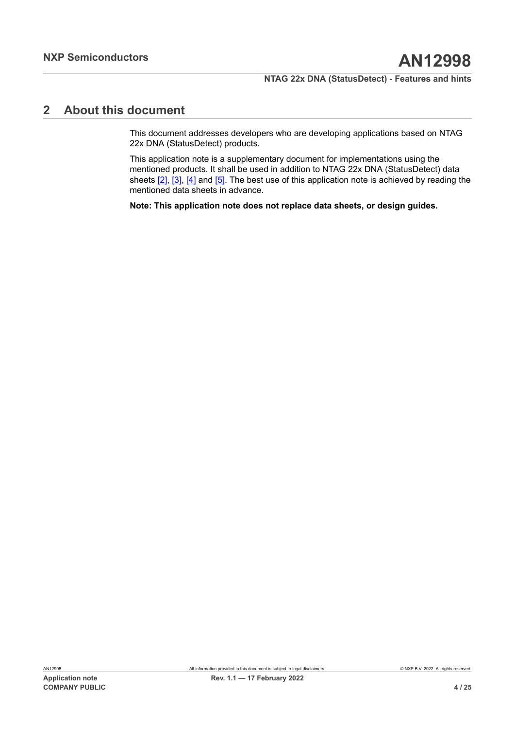## 2 About this document

This document addresses developers who are developing applications based on NTAG 22x DNA (StatusDetect) products.

This application note is a supplementary document for implementations using the mentioned products. It shall be used in addition to NTAG 22x DNA (StatusDetect) data sheets [2], [3], [4] and [5]. The best use of this application note is achieved by reading the mentioned data sheets in advance.

**Note: This application note does not replace data sheets, or design guides.**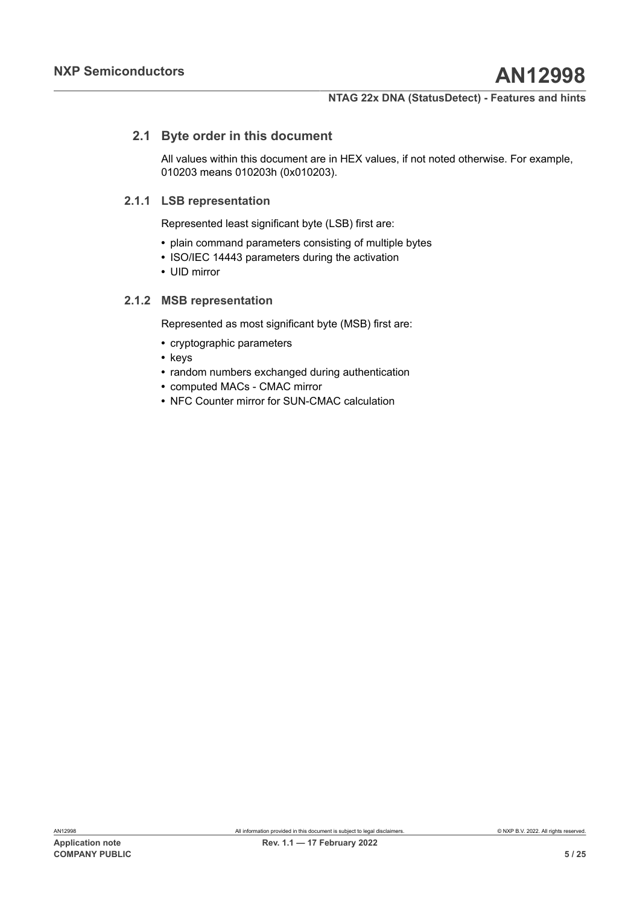## 2.1 Byte order in this document

All values within this document are in HEX values, if not noted otherwise. For example, 010203 means 010203h (0x010203).

### 2.1.1 LSB representation

Represented least significant byte (LSB) first are:

- plain command parameters consisting of multiple bytes
- ISO/IEC 14443 parameters during the activation
- UID mirror

### 2.1.2 MSB representation

Represented as most significant byte (MSB) first are:

- cryptographic parameters
- keys
- random numbers exchanged during authentication
- computed MACs - CMAC mirror
- NFC Counter mirror for SUN-CMAC calculation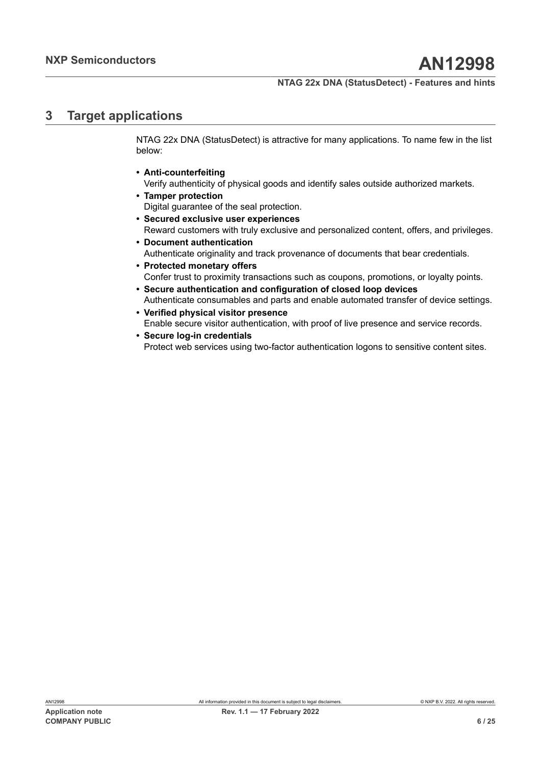# 3 Target applications

NTAG 22x DNA (StatusDetect) is attractive for many applications. To name few in the list below:

- **Anti-counterfeiting**
  Verify authenticity of physical goods and identify sales outside authorized markets.
- **Tamper protection**
  Digital guarantee of the seal protection.
- **Secured exclusive user experiences**
  Reward customers with truly exclusive and personalized content, offers, and privileges.
- **Document authentication**
  Authenticate originality and track provenance of documents that bear credentials.
- **Protected monetary offers**
  Confer trust to proximity transactions such as coupons, promotions, or loyalty points.
- **Secure authentication and configuration of closed loop devices**
  Authenticate consumables and parts and enable automated transfer of device settings.
- **Verified physical visitor presence**
  Enable secure visitor authentication, with proof of live presence and service records.
- **Secure log-in credentials**
  Protect web services using two-factor authentication logons to sensitive content sites.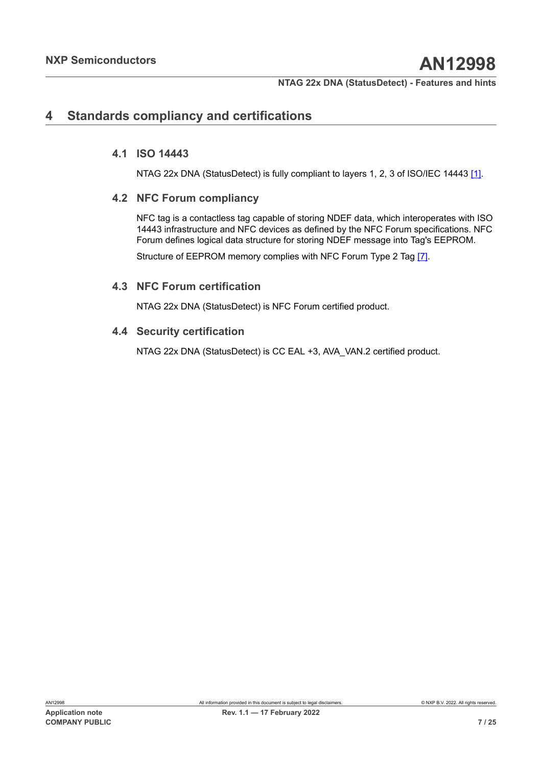# 4 Standards compliancy and certifications

## 4.1 ISO 14443

NTAG 22x DNA (StatusDetect) is fully compliant to layers 1, 2, 3 of ISO/IEC 14443 [1].

## 4.2 NFC Forum compliancy

NFC tag is a contactless tag capable of storing NDEF data, which interoperates with ISO 14443 infrastructure and NFC devices as defined by the NFC Forum specifications. NFC Forum defines logical data structure for storing NDEF message into Tag's EEPROM.

Structure of EEPROM memory complies with NFC Forum Type 2 Tag [7].

## 4.3 NFC Forum certification

NTAG 22x DNA (StatusDetect) is NFC Forum certified product.

## 4.4 Security certification

NTAG 22x DNA (StatusDetect) is CC EAL +3, AVA_VAN.2 certified product.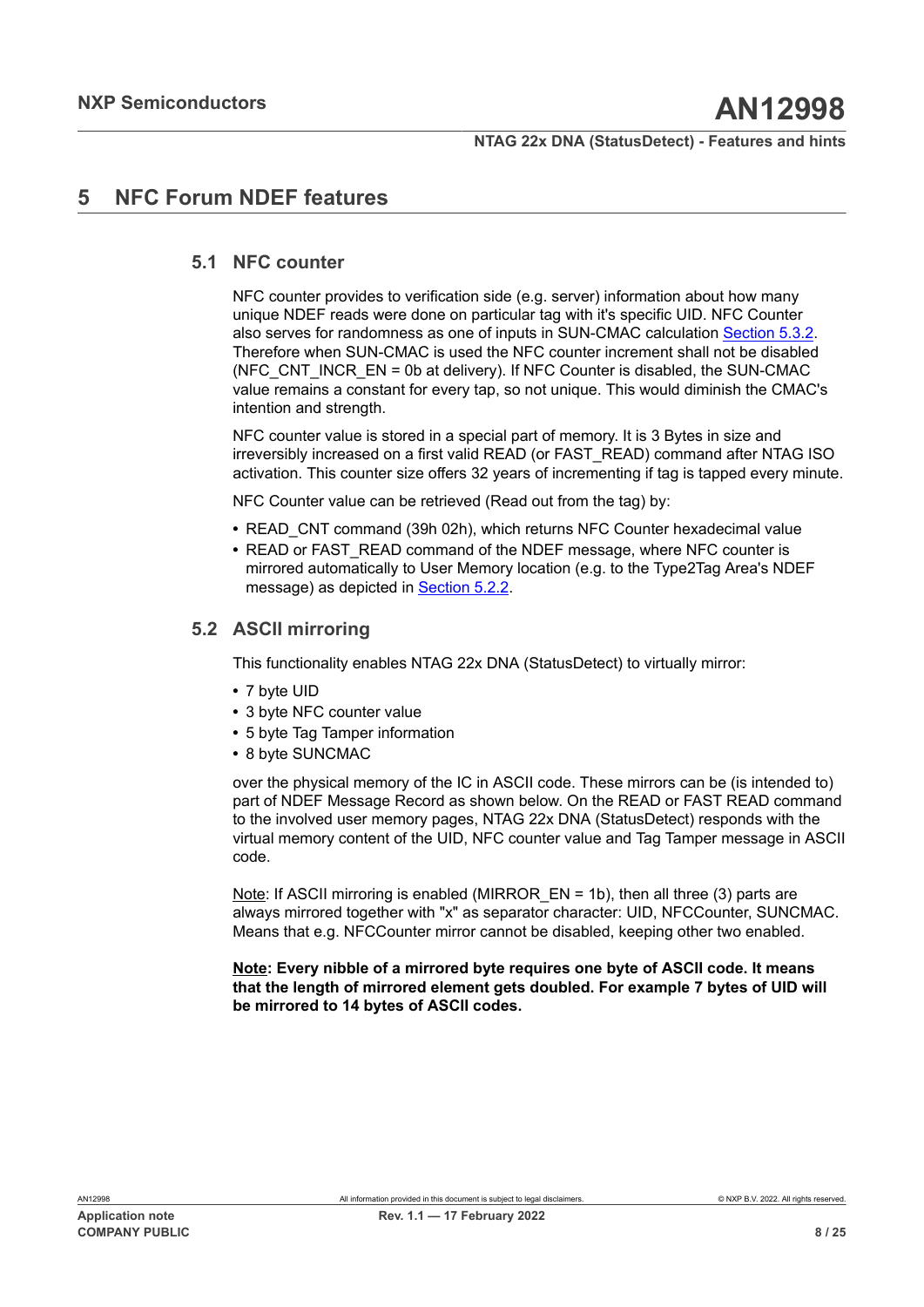# 5 NFC Forum NDEF features

## 5.1 NFC counter

NFC counter provides to verification side (e.g. server) information about how many unique NDEF reads were done on particular tag with it's specific UID. NFC Counter also serves for randomness as one of inputs in SUN-CMAC calculation Section 5.3.2. Therefore when SUN-CMAC is used the NFC counter increment shall not be disabled (NFC_CNT_INCR_EN = 0b at delivery). If NFC Counter is disabled, the SUN-CMAC value remains a constant for every tap, so not unique. This would diminish the CMAC's intention and strength.

NFC counter value is stored in a special part of memory. It is 3 Bytes in size and irreversibly increased on a first valid READ (or FAST_READ) command after NTAG ISO activation. This counter size offers 32 years of incrementing if tag is tapped every minute.

NFC Counter value can be retrieved (Read out from the tag) by:

- READ_CNT command (39h 02h), which returns NFC Counter hexadecimal value
- READ or FAST_READ command of the NDEF message, where NFC counter is mirrored automatically to User Memory location (e.g. to the Type2Tag Area's NDEF message) as depicted in Section 5.2.2.

## 5.2 ASCII mirroring

This functionality enables NTAG 22x DNA (StatusDetect) to virtually mirror:

- 7 byte UID
- 3 byte NFC counter value
- 5 byte Tag Tamper information
- 8 byte SUNCMAC

over the physical memory of the IC in ASCII code. These mirrors can be (is intended to) part of NDEF Message Record as shown below. On the READ or FAST READ command to the involved user memory pages, NTAG 22x DNA (StatusDetect) responds with the virtual memory content of the UID, NFC counter value and Tag Tamper message in ASCII code.

Note: If ASCII mirroring is enabled (MIRROR_EN = 1b), then all three (3) parts are always mirrored together with "x" as separator character: UID, NFCCounter, SUNCMAC. Means that e.g. NFCCounter mirror cannot be disabled, keeping other two enabled.

**Note: Every nibble of a mirrored byte requires one byte of ASCII code. It means that the length of mirrored element gets doubled. For example 7 bytes of UID will be mirrored to 14 bytes of ASCII codes.**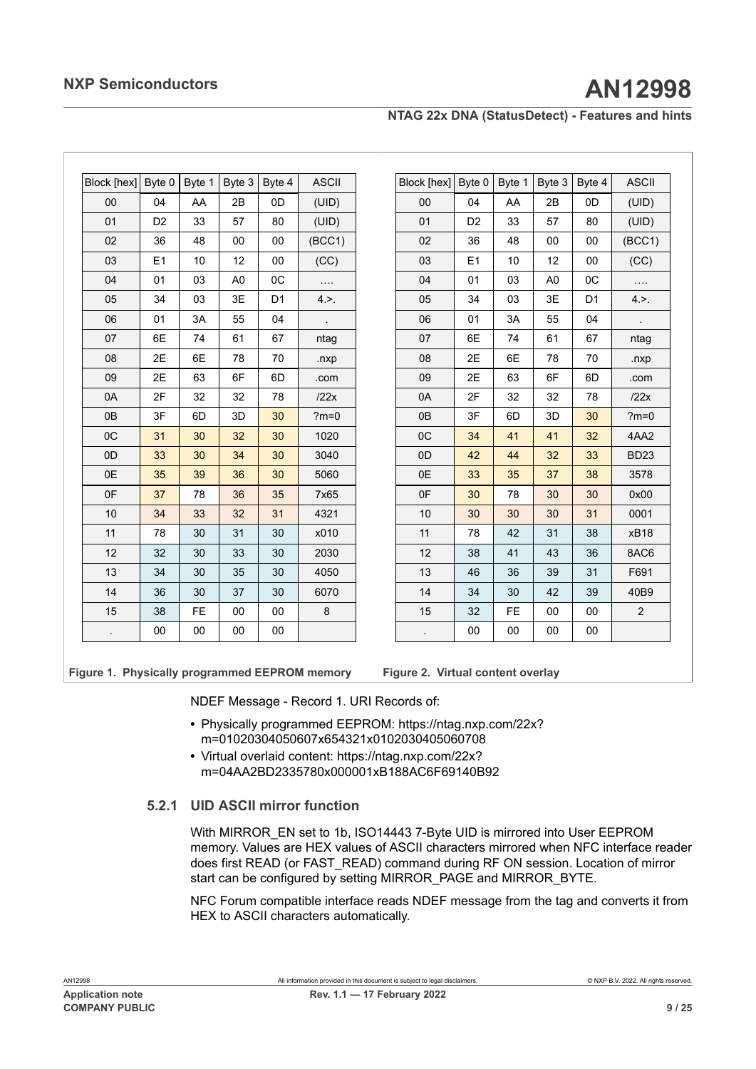| Block [hex] | Byte 0 | Byte 1 | Byte 3 | Byte 4 | ASCII |
|---|---|---|---|---|---|
| 00 | 04 | AA | 2B | 0D | (UID) |
| 01 | D2 | 33 | 57 | 80 | (UID) |
| 02 | 36 | 48 | 00 | 00 | (BCC1) |
| 03 | E1 | 10 | 12 | 00 | (CC) |
| 04 | 01 | 03 | A0 | 0C | …. |
| 05 | 34 | 03 | 3E | D1 | 4.>. |
| 06 | 01 | 3A | 55 | 04 | . |
| 07 | 6E | 74 | 61 | 67 | ntag |
| 08 | 2E | 6E | 78 | 70 | .nxp |
| 09 | 2E | 63 | 6F | 6D | .com |
| 0A | 2F | 32 | 32 | 78 | /22x |
| 0B | 3F | 6D | 3D | 30 | ?m=0 |
| 0C | 31 | 30 | 32 | 30 | 1020 |
| 0D | 33 | 30 | 34 | 30 | 3040 |
| 0E | 35 | 39 | 36 | 30 | 5060 |
| 0F | 37 | 78 | 36 | 35 | 7x65 |
| 10 | 34 | 33 | 32 | 31 | 4321 |
| 11 | 78 | 30 | 31 | 30 | x010 |
| 12 | 32 | 30 | 33 | 30 | 2030 |
| 13 | 34 | 30 | 35 | 30 | 4050 |
| 14 | 36 | 30 | 37 | 30 | 6070 |
| 15 | 38 | FE | 00 | 00 | 8 |
| . | 00 | 00 | 00 | 00 | |

**Figure 1. Physically programmed EEPROM memory**

| Block [hex] | Byte 0 | Byte 1 | Byte 3 | Byte 4 | ASCII |
|---|---|---|---|---|---|
| 00 | 04 | AA | 2B | 0D | (UID) |
| 01 | D2 | 33 | 57 | 80 | (UID) |
| 02 | 36 | 48 | 00 | 00 | (BCC1) |
| 03 | E1 | 10 | 12 | 00 | (CC) |
| 04 | 01 | 03 | A0 | 0C | …. |
| 05 | 34 | 03 | 3E | D1 | 4.>. |
| 06 | 01 | 3A | 55 | 04 | . |
| 07 | 6E | 74 | 61 | 67 | ntag |
| 08 | 2E | 6E | 78 | 70 | .nxp |
| 09 | 2E | 63 | 6F | 6D | .com |
| 0A | 2F | 32 | 32 | 78 | /22x |
| 0B | 3F | 6D | 3D | 30 | ?m=0 |
| 0C | 34 | 41 | 41 | 32 | 4AA2 |
| 0D | 42 | 44 | 32 | 33 | BD23 |
| 0E | 33 | 35 | 37 | 38 | 3578 |
| 0F | 30 | 78 | 30 | 30 | 0x00 |
| 10 | 30 | 30 | 30 | 31 | 0001 |
| 11 | 78 | 42 | 31 | 38 | xB18 |
| 12 | 38 | 41 | 43 | 36 | 8AC6 |
| 13 | 46 | 36 | 39 | 31 | F691 |
| 14 | 34 | 30 | 42 | 39 | 40B9 |
| 15 | 32 | FE | 00 | 00 | 2 |
| . | 00 | 00 | 00 | 00 | |

**Figure 2. Virtual content overlay**

NDEF Message - Record 1. URI Records of:

- Physically programmed EEPROM: https://ntag.nxp.com/22x?m=01020304050607x654321x0102030405060708
- Virtual overlaid content: https://ntag.nxp.com/22x?m=04AA2BD2335780x000001xB188AC6F69140B92

### 5.2.1 UID ASCII mirror function

With MIRROR_EN set to 1b, ISO14443 7-Byte UID is mirrored into User EEPROM memory. Values are HEX values of ASCII characters mirrored when NFC interface reader does first READ (or FAST_READ) command during RF ON session. Location of mirror start can be configured by setting MIRROR_PAGE and MIRROR_BYTE.

NFC Forum compatible interface reads NDEF message from the tag and converts it from HEX to ASCII characters automatically.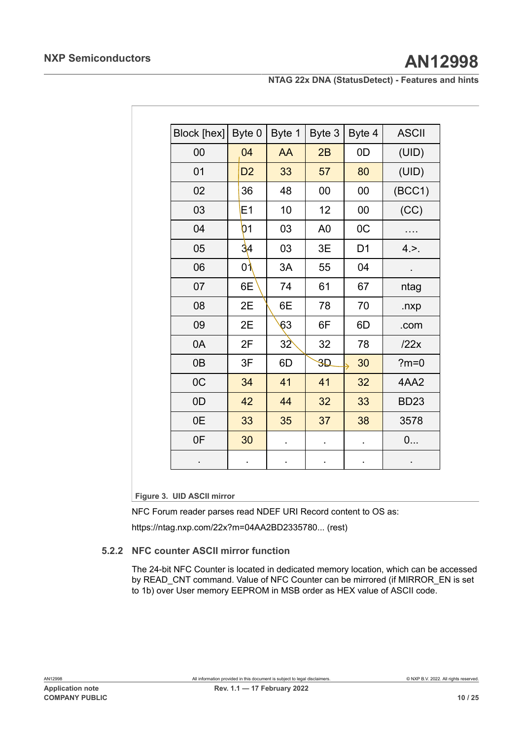| Block [hex] | Byte 0 | Byte 1 | Byte 3 | Byte 4 | ASCII |
|---|---|---|---|---|---|
| 00 | 04 | AA | 2B | 0D | (UID) |
| 01 | D2 | 33 | 57 | 80 | (UID) |
| 02 | 36 | 48 | 00 | 00 | (BCC1) |
| 03 | E1 | 10 | 12 | 00 | (CC) |
| 04 | 01 | 03 | A0 | 0C | …. |
| 05 | 34 | 03 | 3E | D1 | 4.>. |
| 06 | 01 | 3A | 55 | 04 | . |
| 07 | 6E | 74 | 61 | 67 | ntag |
| 08 | 2E | 6E | 78 | 70 | .nxp |
| 09 | 2E | 63 | 6F | 6D | .com |
| 0A | 2F | 32 | 32 | 78 | /22x |
| 0B | 3F | 6D | 3D | 30 | ?m=0 |
| 0C | 34 | 41 | 41 | 32 | 4AA2 |
| 0D | 42 | 44 | 32 | 33 | BD23 |
| 0E | 33 | 35 | 37 | 38 | 3578 |
| 0F | 30 | . | . | . | 0... |
| . | . | . | . | . | . |

**Figure 3. UID ASCII mirror**

NFC Forum reader parses read NDEF URI Record content to OS as:

https://ntag.nxp.com/22x?m=04AA2BD2335780... (rest)

### 5.2.2 NFC counter ASCII mirror function

The 24-bit NFC Counter is located in dedicated memory location, which can be accessed by READ_CNT command. Value of NFC Counter can be mirrored (if MIRROR_EN is set to 1b) over User memory EEPROM in MSB order as HEX value of ASCII code.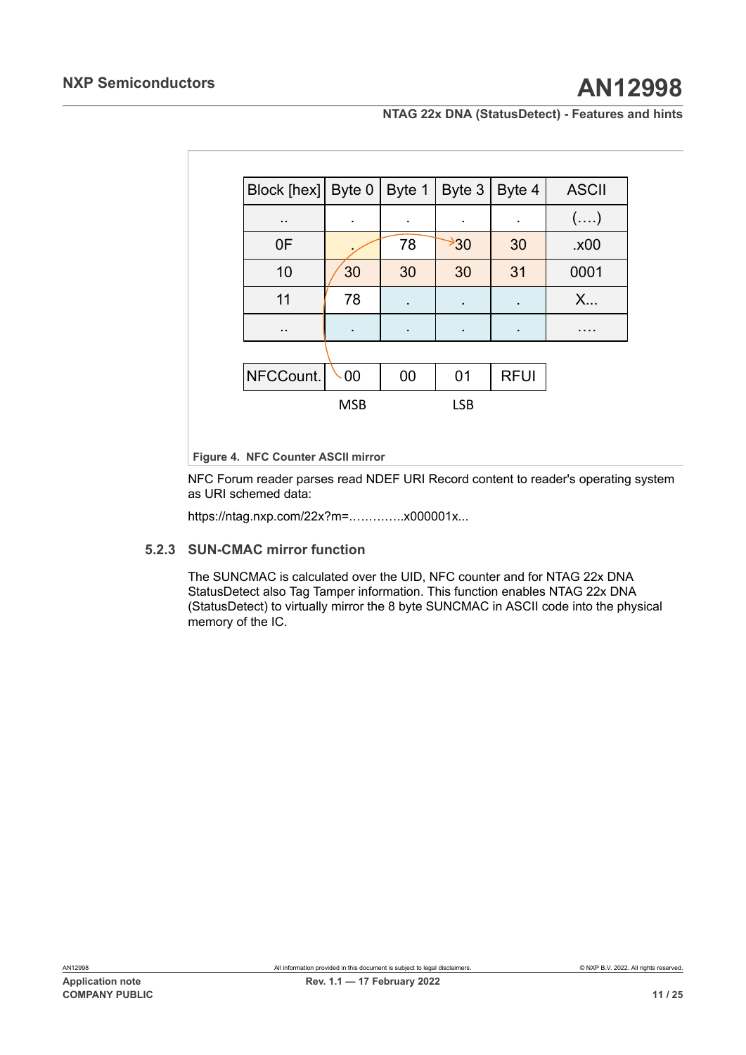| Block [hex] | Byte 0 | Byte 1 | Byte 3 | Byte 4 | ASCII |
| --- | --- | --- | --- | --- | --- |
| .. | . | . | . | . | (….) |
| 0F | . | 78 | 30 | 30 | .x00 |
| 10 | 30 | 30 | 30 | 31 | 0001 |
| 11 | 78 | . | . | . | X... |
| .. | . | . | . | . | …. |

| NFCCount. | 00 | 00 | 01 | RFUI |
| --- | --- | --- | --- | --- |
| | MSB | | LSB | |

**Figure 4. NFC Counter ASCII mirror**

NFC Forum reader parses read NDEF URI Record content to reader's operating system as URI schemed data:

https://ntag.nxp.com/22x?m=…………..x000001x...

### 5.2.3 SUN-CMAC mirror function

The SUNCMAC is calculated over the UID, NFC counter and for NTAG 22x DNA StatusDetect also Tag Tamper information. This function enables NTAG 22x DNA (StatusDetect) to virtually mirror the 8 byte SUNCMAC in ASCII code into the physical memory of the IC.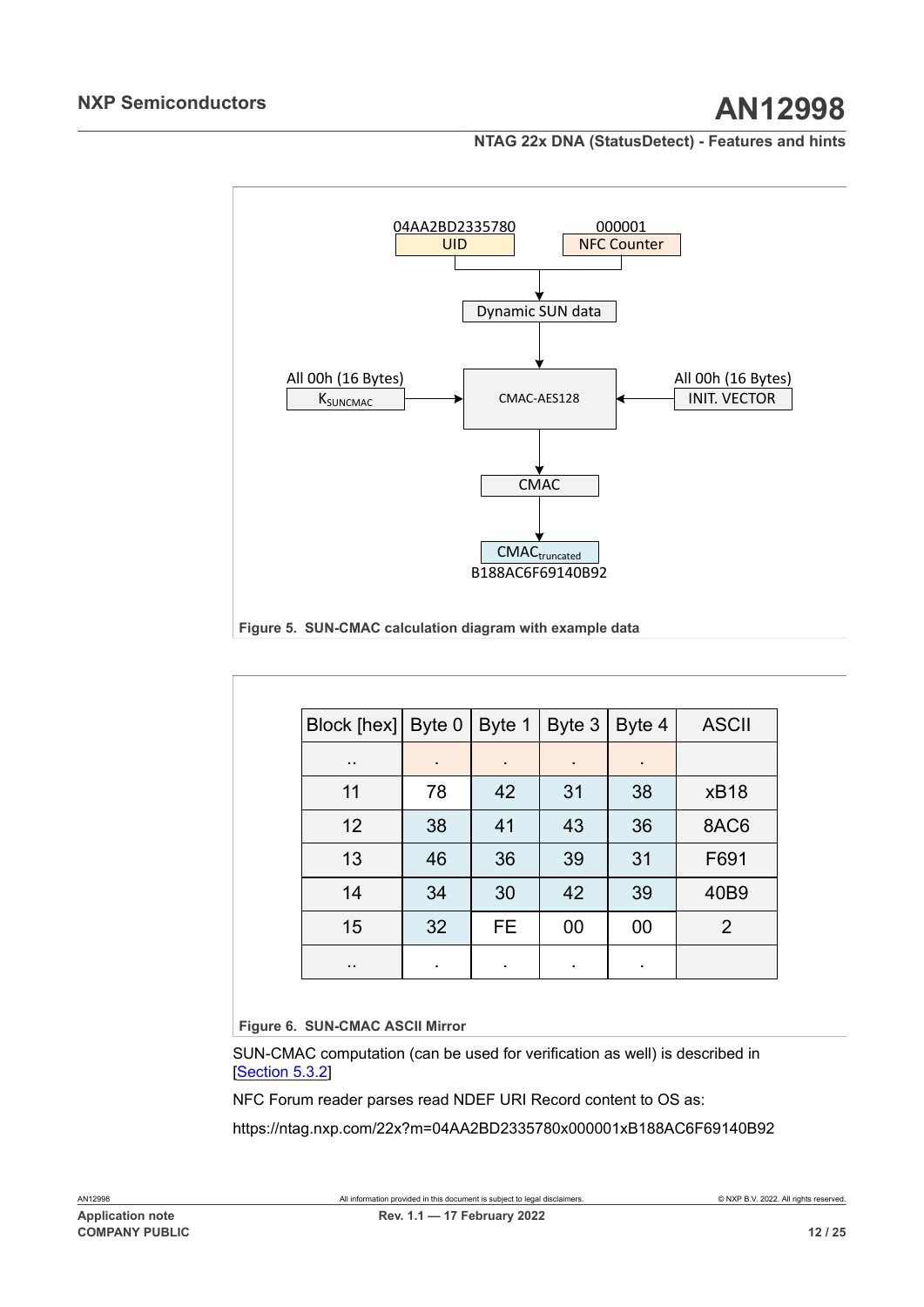04AA2BD2335780
UID

000001
NFC Counter

Dynamic SUN data

All 00h (16 Bytes)
$K_{SUNCMAC}$

CMAC-AES128

All 00h (16 Bytes)
INIT. VECTOR

CMAC

$CMAC_{truncated}$
B188AC6F69140B92

**Figure 5. SUN-CMAC calculation diagram with example data**

| Block [hex] | Byte 0 | Byte 1 | Byte 3 | Byte 4 | ASCII |
|---|---|---|---|---|---|
| .. | . | . | . | . | |
| 11 | 78 | 42 | 31 | 38 | xB18 |
| 12 | 38 | 41 | 43 | 36 | 8AC6 |
| 13 | 46 | 36 | 39 | 31 | F691 |
| 14 | 34 | 30 | 42 | 39 | 40B9 |
| 15 | 32 | FE | 00 | 00 | 2 |
| .. | . | . | . | . | |

**Figure 6. SUN-CMAC ASCII Mirror**

SUN-CMAC computation (can be used for verification as well) is described in [Section 5.3.2]

NFC Forum reader parses read NDEF URI Record content to OS as:

https://ntag.nxp.com/22x?m=04AA2BD2335780x000001xB188AC6F69140B92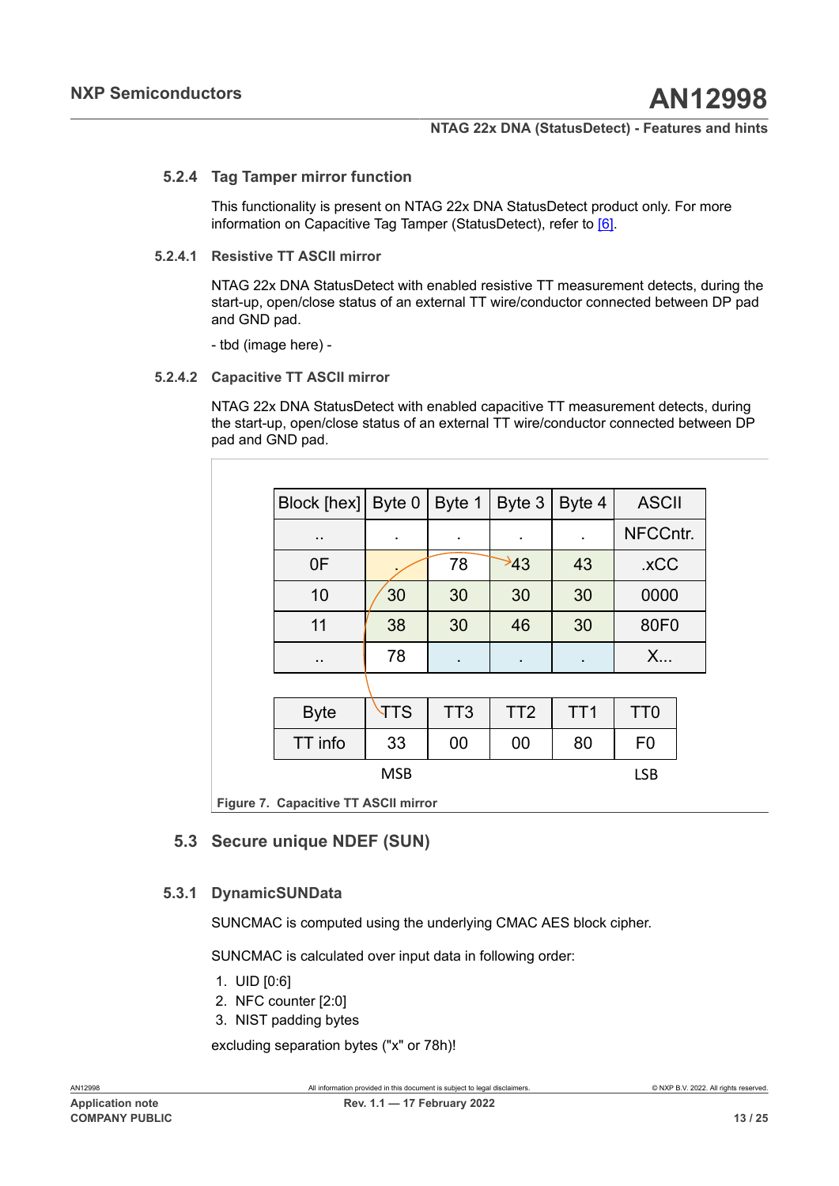### 5.2.4 Tag Tamper mirror function

This functionality is present on NTAG 22x DNA StatusDetect product only. For more information on Capacitive Tag Tamper (StatusDetect), refer to [6].

#### 5.2.4.1 Resistive TT ASCII mirror

NTAG 22x DNA StatusDetect with enabled resistive TT measurement detects, during the start-up, open/close status of an external TT wire/conductor connected between DP pad and GND pad.

- tbd (image here) -

#### 5.2.4.2 Capacitive TT ASCII mirror

NTAG 22x DNA StatusDetect with enabled capacitive TT measurement detects, during the start-up, open/close status of an external TT wire/conductor connected between DP pad and GND pad.

| Block [hex] | Byte 0 | Byte 1 | Byte 3 | Byte 4 | ASCII |
|---|---|---|---|---|---|
| .. | . | . | . | . | NFCCntr. |
| 0F | . | 78 | 43 | 43 | .xCC |
| 10 | 30 | 30 | 30 | 30 | 0000 |
| 11 | 38 | 30 | 46 | 30 | 80F0 |
| .. | 78 | . | . | . | X... |

| Byte | TTS | TT3 | TT2 | TT1 | TT0 |
|---|---|---|---|---|---|
| TT info | 33 | 00 | 00 | 80 | F0 |
| | MSB | | | | LSB |

Figure 7. Capacitive TT ASCII mirror

## 5.3 Secure unique NDEF (SUN)

### 5.3.1 DynamicSUNData

SUNCMAC is computed using the underlying CMAC AES block cipher.

SUNCMAC is calculated over input data in following order:

1. UID [0:6]
2. NFC counter [2:0]
3. NIST padding bytes

excluding separation bytes ("x" or 78h)!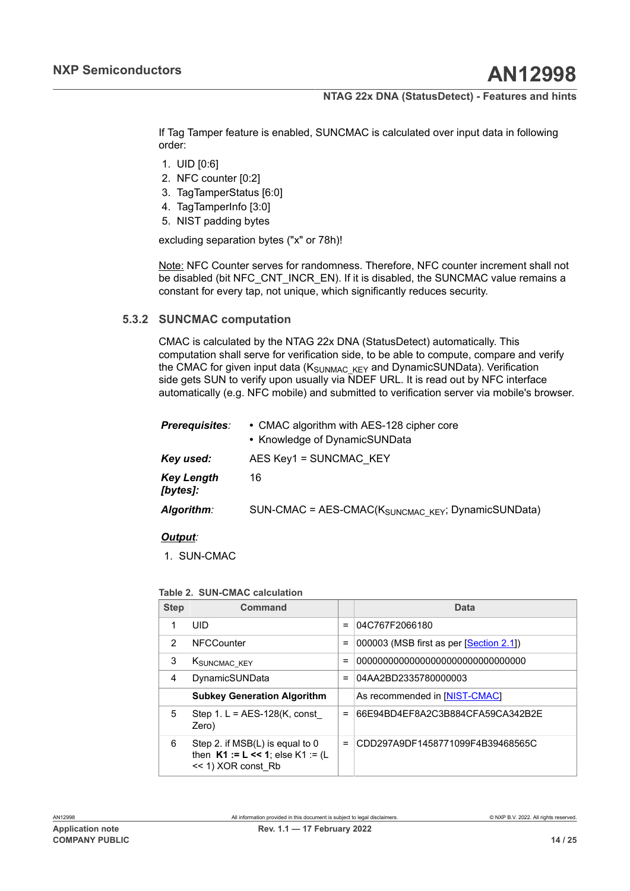If Tag Tamper feature is enabled, SUNCMAC is calculated over input data in following order:

1. UID [0:6]
2. NFC counter [0:2]
3. TagTamperStatus [6:0]
4. TagTamperInfo [3:0]
5. NIST padding bytes

excluding separation bytes ("x" or 78h)!

Note: NFC Counter serves for randomness. Therefore, NFC counter increment shall not be disabled (bit NFC_CNT_INCR_EN). If it is disabled, the SUNCMAC value remains a constant for every tap, not unique, which significantly reduces security.

### 5.3.2 SUNCMAC computation

CMAC is calculated by the NTAG 22x DNA (StatusDetect) automatically. This computation shall serve for verification side, to be able to compute, compare and verify the CMAC for given input data ($K_{SUNMAC\_KEY}$ and DynamicSUNData). Verification side gets SUN to verify upon usually via NDEF URL. It is read out by NFC interface automatically (e.g. NFC mobile) and submitted to verification server via mobile's browser.

| | |
|---|---|
| ***Prerequisites**:* | • CMAC algorithm with AES-128 cipher core<br>• Knowledge of DynamicSUNData |
| ***Key used:*** | AES Key1 = SUNCMAC_KEY |
| ***Key Length [bytes]:*** | 16 |
| ***Algorithm**:* | SUN-CMAC = AES-CMAC($K_{SUNCMAC\_KEY}$; DynamicSUNData) |

***Output**:*

1. SUN-CMAC

**Table 2. SUN-CMAC calculation**

| Step | Command | | Data |
|---|---|---|---|
| 1 | UID | = | 04C767F2066180 |
| 2 | NFCCounter | = | 000003 (MSB first as per [Section 2.1]) |
| 3 | $K_{SUNCMAC\_KEY}$ | = | 00000000000000000000000000000000 |
| 4 | DynamicSUNData | = | 04AA2BD2335780000003 |
| | **Subkey Generation Algorithm** | | As recommended in [NIST-CMAC] |
| 5 | Step 1. L = AES-128(K, const_Zero) | = | 66E94BD4EF8A2C3B884CFA59CA342B2E |
| 6 | Step 2. if MSB(L) is equal to 0 then **K1 := L << 1**; else K1 := (L << 1) XOR const_Rb | = | CDD297A9DF1458771099F4B39468565C |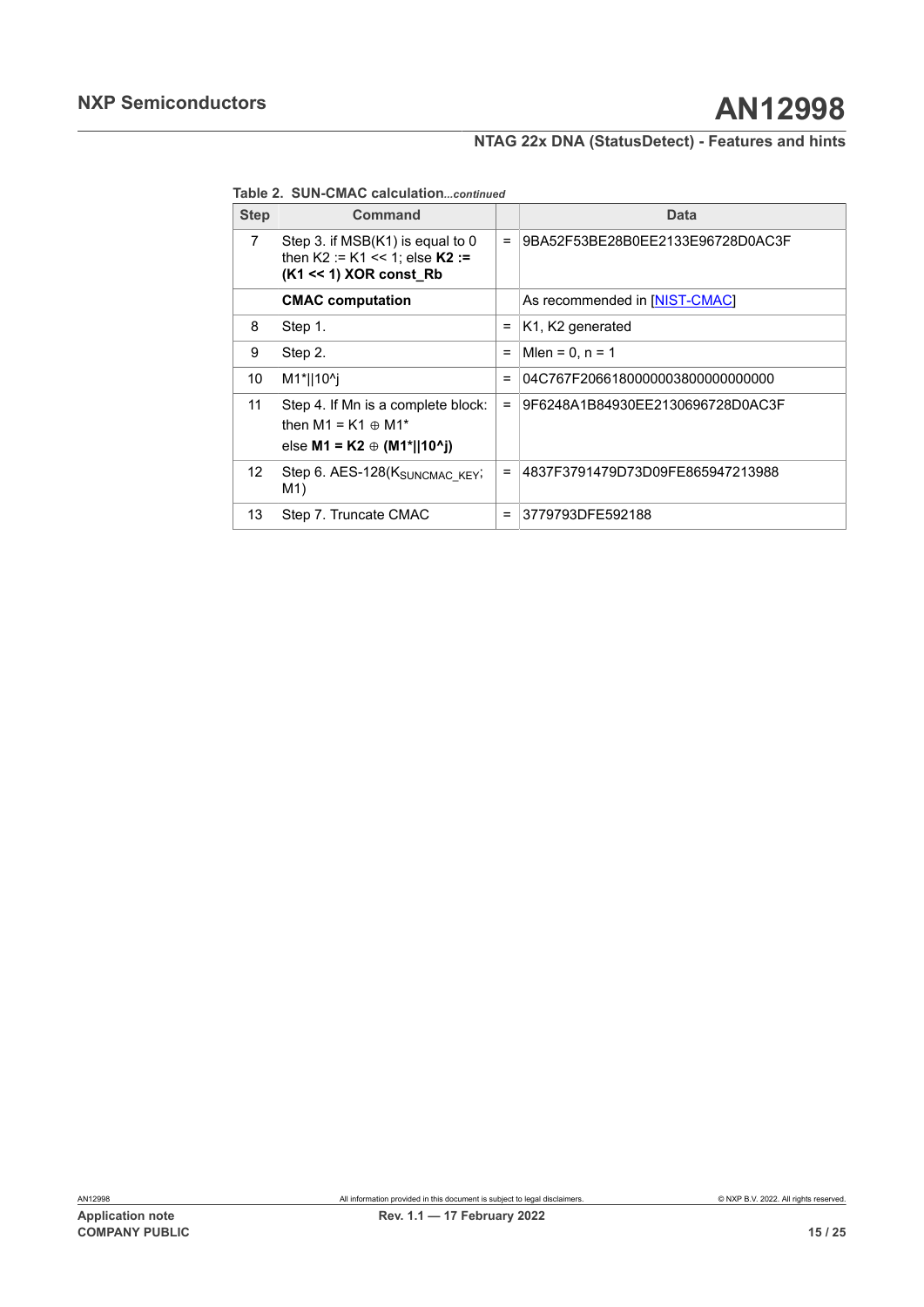Table 2. SUN-CMAC calculation*...continued*

| Step | Command | | Data |
|---|---|---|---|
| 7 | Step 3. if MSB(K1) is equal to 0 then K2 := K1 << 1; else **K2 := (K1 << 1) XOR const_Rb** | = | 9BA52F53BE28B0EE2133E96728D0AC3F |
| | **CMAC computation** | | As recommended in [NIST-CMAC] |
| 8 | Step 1. | = | K1, K2 generated |
| 9 | Step 2. | = | Mlen = 0, n = 1 |
| 10 | M1*\|\|10^j | = | 04C767F2066180000003800000000000 |
| 11 | Step 4. If Mn is a complete block: then M1 = K1 ⊕ M1* else **M1 = K2** ⊕ **(M1*\|\|10^j)** | = | 9F6248A1B84930EE2130696728D0AC3F |
| 12 | Step 6. AES-128($K_{SUNCMAC\_KEY}$; M1) | = | 4837F3791479D73D09FE865947213988 |
| 13 | Step 7. Truncate CMAC | = | 3779793DFE592188 |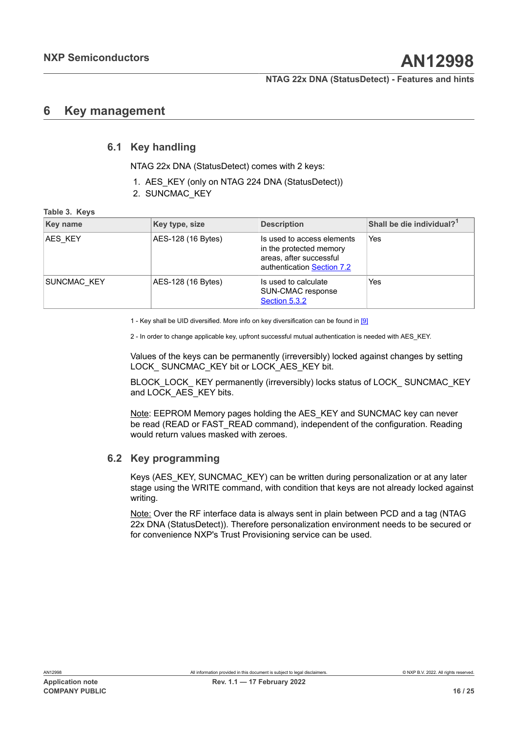# 6 Key management

## 6.1 Key handling

NTAG 22x DNA (StatusDetect) comes with 2 keys:

1. AES_KEY (only on NTAG 224 DNA (StatusDetect))
2. SUNCMAC_KEY

Table 3. Keys

| Key name | Key type, size | Description | Shall be die individual?[1] |
|---|---|---|---|
| AES_KEY | AES-128 (16 Bytes) | Is used to access elements in the protected memory areas, after successful authentication Section 7.2 | Yes |
| SUNCMAC_KEY | AES-128 (16 Bytes) | Is used to calculate SUN-CMAC response Section 5.3.2 | Yes |

1 - Key shall be UID diversified. More info on key diversification can be found in [9]

2 - In order to change applicable key, upfront successful mutual authentication is needed with AES_KEY.

Values of the keys can be permanently (irreversibly) locked against changes by setting LOCK_ SUNCMAC_KEY bit or LOCK_AES_KEY bit.

BLOCK_LOCK_ KEY permanently (irreversibly) locks status of LOCK_ SUNCMAC_KEY and LOCK_AES_KEY bits.

Note: EEPROM Memory pages holding the AES_KEY and SUNCMAC key can never be read (READ or FAST_READ command), independent of the configuration. Reading would return values masked with zeroes.

## 6.2 Key programming

Keys (AES_KEY, SUNCMAC_KEY) can be written during personalization or at any later stage using the WRITE command, with condition that keys are not already locked against writing.

Note: Over the RF interface data is always sent in plain between PCD and a tag (NTAG 22x DNA (StatusDetect)). Therefore personalization environment needs to be secured or for convenience NXP's Trust Provisioning service can be used.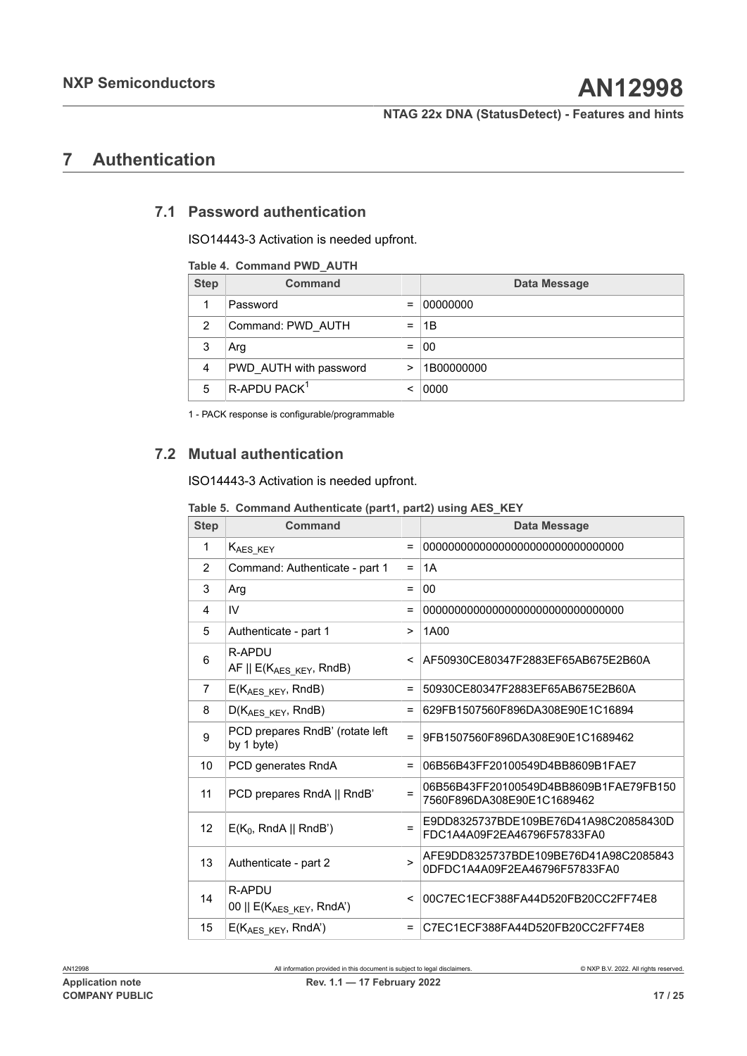# 7 Authentication

## 7.1 Password authentication

ISO14443-3 Activation is needed upfront.

**Table 4. Command PWD_AUTH**

| Step | Command | | Data Message |
|---|---|---|---|
| 1 | Password | = | 00000000 |
| 2 | Command: PWD_AUTH | = | 1B |
| 3 | Arg | = | 00 |
| 4 | PWD_AUTH with password | > | 1B00000000 |
| 5 | R-APDU PACK[1] | < | 0000 |

1 - PACK response is configurable/programmable

## 7.2 Mutual authentication

ISO14443-3 Activation is needed upfront.

**Table 5. Command Authenticate (part1, part2) using AES_KEY**

| Step | Command | | Data Message |
|---|---|---|---|
| 1 | $K_{AES\_KEY}$ | = | 00000000000000000000000000000000 |
| 2 | Command: Authenticate - part 1 | = | 1A |
| 3 | Arg | = | 00 |
| 4 | IV | = | 00000000000000000000000000000000 |
| 5 | Authenticate - part 1 | > | 1A00 |
| 6 | R-APDU AF \|\| E($K_{AES\_KEY}$, RndB) | < | AF50930CE80347F2883EF65AB675E2B60A |
| 7 | E($K_{AES\_KEY}$, RndB) | = | 50930CE80347F2883EF65AB675E2B60A |
| 8 | D($K_{AES\_KEY}$, RndB) | = | 629FB1507560F896DA308E90E1C16894 |
| 9 | PCD prepares RndB' (rotate left by 1 byte) | = | 9FB1507560F896DA308E90E1C1689462 |
| 10 | PCD generates RndA | = | 06B56B43FF20100549D4BB8609B1FAE7 |
| 11 | PCD prepares RndA \|\| RndB' | = | 06B56B43FF20100549D4BB8609B1FAE79FB1507560F896DA308E90E1C1689462 |
| 12 | E($K_0$, RndA \|\| RndB') | = | E9DD8325737BDE109BE76D41A98C20858430DFDC1A4A09F2EA46796F57833FA0 |
| 13 | Authenticate - part 2 | > | AFE9DD8325737BDE109BE76D41A98C20858430DFDC1A4A09F2EA46796F57833FA0 |
| 14 | R-APDU 00 \|\| E($K_{AES\_KEY}$, RndA') | < | 00C7EC1ECF388FA44D520FB20CC2FF74E8 |
| 15 | E($K_{AES\_KEY}$, RndA') | = | C7EC1ECF388FA44D520FB20CC2FF74E8 |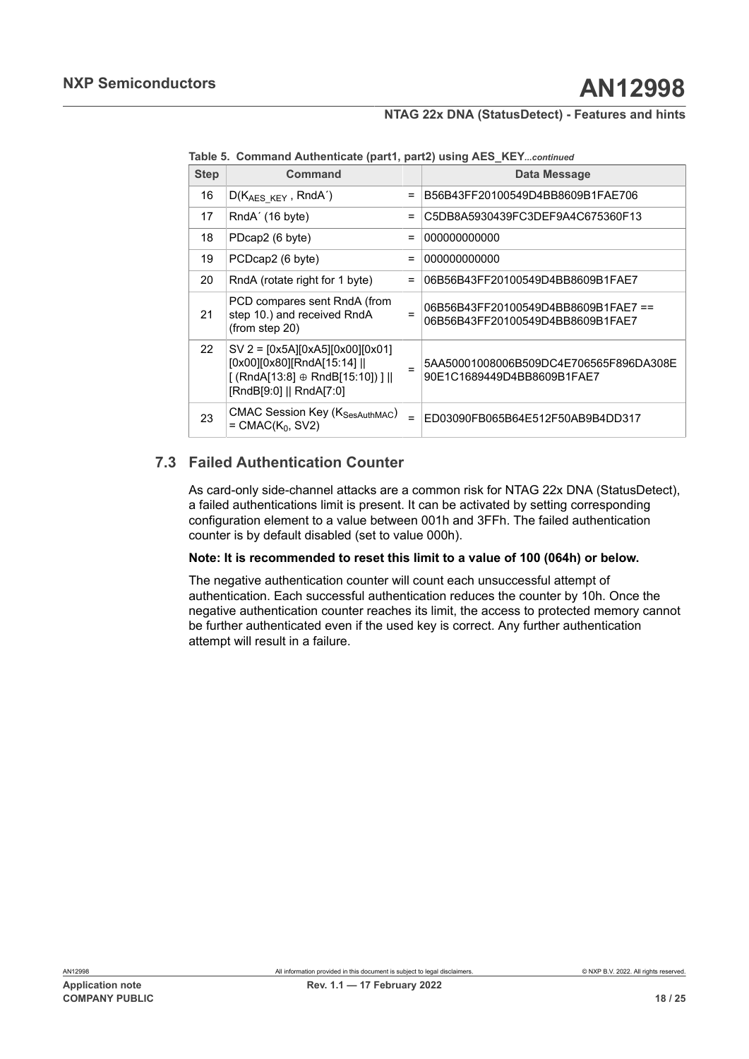**Table 5. Command Authenticate (part1, part2) using AES_KEY**...*continued*

| Step | Command | | Data Message |
|---|---|---|---|
| 16 | D($K_{AES\_KEY}$ , RndA´) | = | B56B43FF20100549D4BB8609B1FAE706 |
| 17 | RndA´ (16 byte) | = | C5DB8A5930439FC3DEF9A4C675360F13 |
| 18 | PDcap2 (6 byte) | = | 000000000000 |
| 19 | PCDcap2 (6 byte) | = | 000000000000 |
| 20 | RndA (rotate right for 1 byte) | = | 06B56B43FF20100549D4BB8609B1FAE7 |
| 21 | PCD compares sent RndA (from step 10.) and received RndA (from step 20) | = | 06B56B43FF20100549D4BB8609B1FAE7 == 06B56B43FF20100549D4BB8609B1FAE7 |
| 22 | SV 2 = [0x5A][0xA5][0x00][0x01] [0x00][0x80][RndA[15:14] \|\| [ (RndA[13:8] ⊕ RndB[15:10]) ] \|\| [RndB[9:0] \|\| RndA[7:0] | = | 5AA50001008006B509DC4E706565F896DA308E 90E1C1689449D4BB8609B1FAE7 |
| 23 | CMAC Session Key ($K_{SesAuthMAC}$) = CMAC($K_0$, SV2) | = | ED03090FB065B64E512F50AB9B4DD317 |

## 7.3 Failed Authentication Counter

As card-only side-channel attacks are a common risk for NTAG 22x DNA (StatusDetect), a failed authentications limit is present. It can be activated by setting corresponding configuration element to a value between 001h and 3FFh. The failed authentication counter is by default disabled (set to value 000h).

**Note: It is recommended to reset this limit to a value of 100 (064h) or below.**

The negative authentication counter will count each unsuccessful attempt of authentication. Each successful authentication reduces the counter by 10h. Once the negative authentication counter reaches its limit, the access to protected memory cannot be further authenticated even if the used key is correct. Any further authentication attempt will result in a failure.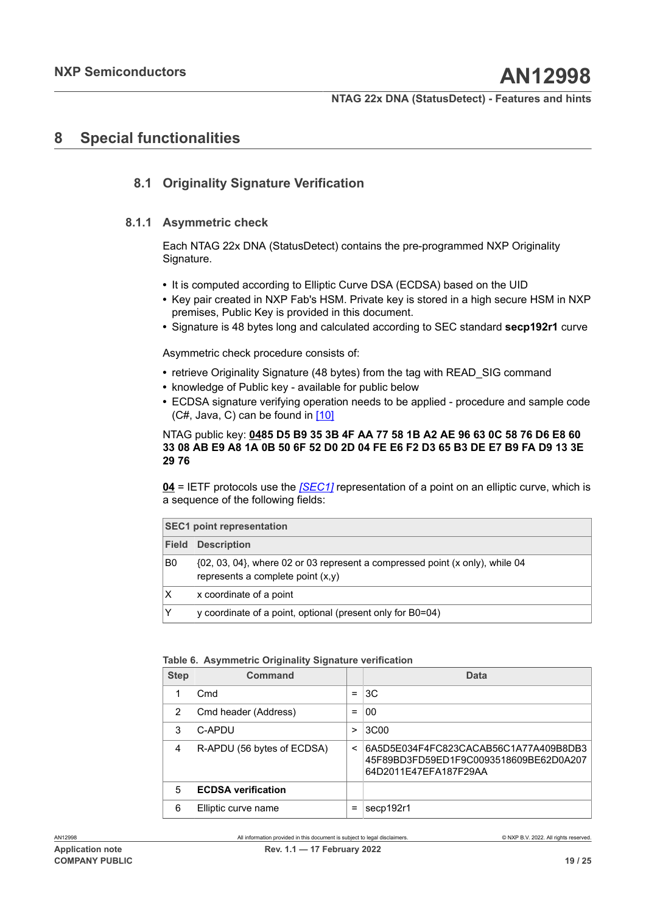# 8 Special functionalities

## 8.1 Originality Signature Verification

### 8.1.1 Asymmetric check

Each NTAG 22x DNA (StatusDetect) contains the pre-programmed NXP Originality Signature.

- It is computed according to Elliptic Curve DSA (ECDSA) based on the UID
- Key pair created in NXP Fab's HSM. Private key is stored in a high secure HSM in NXP premises, Public Key is provided in this document.
- Signature is 48 bytes long and calculated according to SEC standard **secp192r1** curve

Asymmetric check procedure consists of:

- retrieve Originality Signature (48 bytes) from the tag with READ_SIG command
- knowledge of Public key - available for public below
- ECDSA signature verifying operation needs to be applied - procedure and sample code (C#, Java, C) can be found in [10]

NTAG public key: **0485 D5 B9 35 3B 4F AA 77 58 1B A2 AE 96 63 0C 58 76 D6 E8 60 33 08 AB E9 A8 1A 0B 50 6F 52 D0 2D 04 FE E6 F2 D3 65 B3 DE E7 B9 FA D9 13 3E 29 76**

**04** = IETF protocols use the *[SEC1]* representation of a point on an elliptic curve, which is a sequence of the following fields:

| SEC1 point representation | |
|---|---|
| **Field** | **Description** |
| B0 | {02, 03, 04}, where 02 or 03 represent a compressed point (x only), while 04 represents a complete point (x,y) |
| X | x coordinate of a point |
| Y | y coordinate of a point, optional (present only for B0=04) |

**Table 6. Asymmetric Originality Signature verification**

| Step | Command | | Data |
|---|---|---|---|
| 1 | Cmd | = | 3C |
| 2 | Cmd header (Address) | = | 00 |
| 3 | C-APDU | > | 3C00 |
| 4 | R-APDU (56 bytes of ECDSA) | < | 6A5D5E034F4FC823CACAB56C1A77A409B8DB3 45F89BD3FD59ED1F9C0093518609BE62D0A207 64D2011E47EFA187F29AA |
| 5 | **ECDSA verification** | | |
| 6 | Elliptic curve name | = | secp192r1 |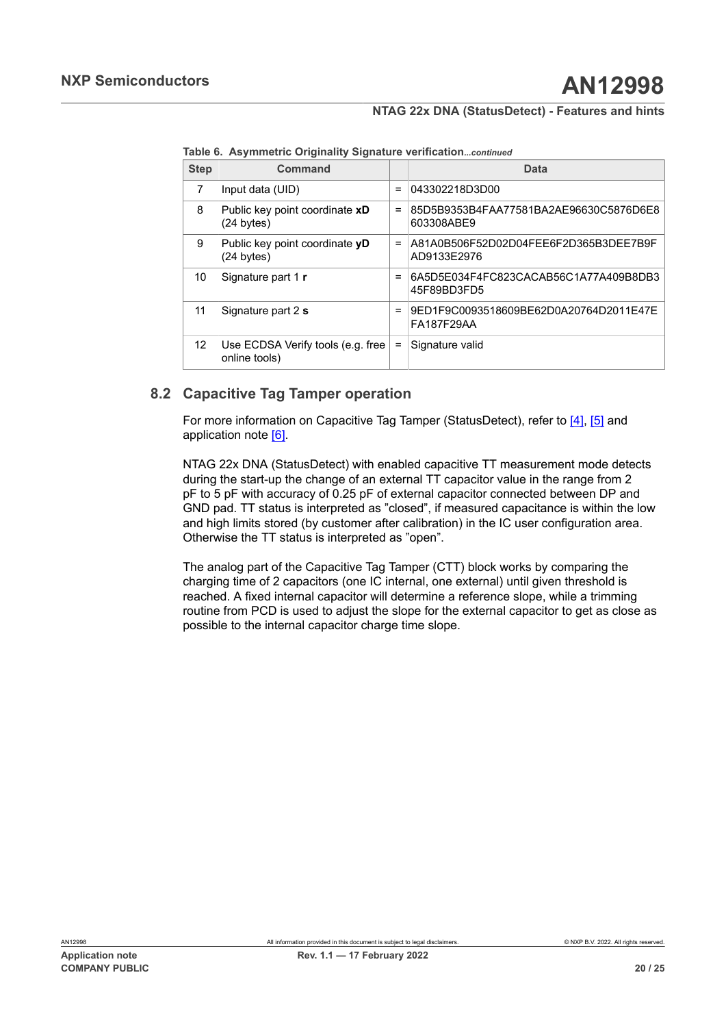**Table 6. Asymmetric Originality Signature verification...*continued***

| Step | Command | | Data |
|---|---|---|---|
| 7 | Input data (UID) | = | 043302218D3D00 |
| 8 | Public key point coordinate **xD** (24 bytes) | = | 85D5B9353B4FAA77581BA2AE96630C5876D6E8603308ABE9 |
| 9 | Public key point coordinate **yD** (24 bytes) | = | A81A0B506F52D02D04FEE6F2D365B3DEE7B9FAD9133E2976 |
| 10 | Signature part 1 **r** | = | 6A5D5E034F4FC823CACAB56C1A77A409B8DB345F89BD3FD5 |
| 11 | Signature part 2 **s** | = | 9ED1F9C0093518609BE62D0A20764D2011E47EFA187F29AA |
| 12 | Use ECDSA Verify tools (e.g. free online tools) | = | Signature valid |

## 8.2 Capacitive Tag Tamper operation

For more information on Capacitive Tag Tamper (StatusDetect), refer to [4], [5] and application note [6].

NTAG 22x DNA (StatusDetect) with enabled capacitive TT measurement mode detects during the start-up the change of an external TT capacitor value in the range from 2 pF to 5 pF with accuracy of 0.25 pF of external capacitor connected between DP and GND pad. TT status is interpreted as "closed", if measured capacitance is within the low and high limits stored (by customer after calibration) in the IC user configuration area. Otherwise the TT status is interpreted as "open".

The analog part of the Capacitive Tag Tamper (CTT) block works by comparing the charging time of 2 capacitors (one IC internal, one external) until given threshold is reached. A fixed internal capacitor will determine a reference slope, while a trimming routine from PCD is used to adjust the slope for the external capacitor to get as close as possible to the internal capacitor charge time slope.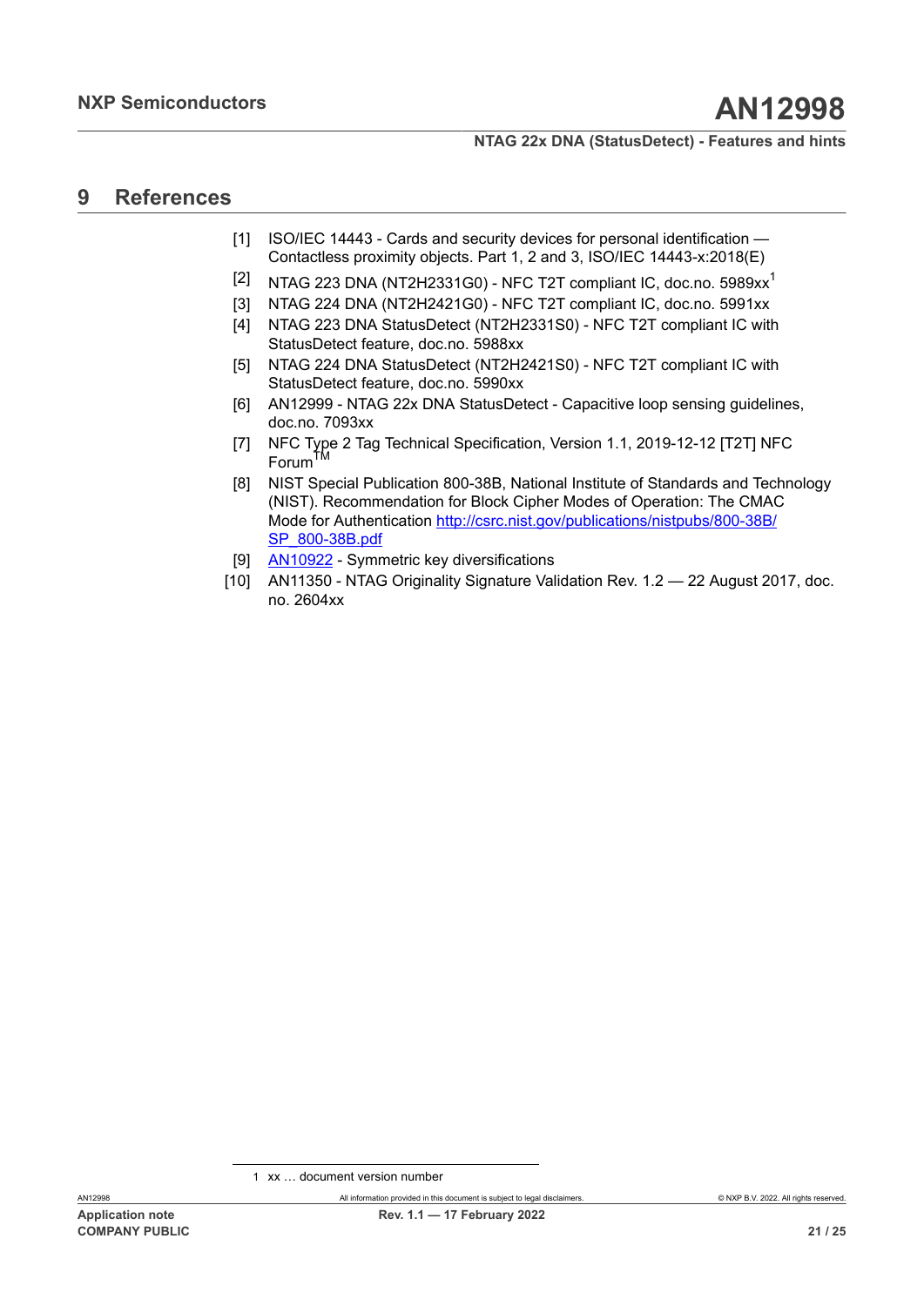# 9 References

[1] ISO/IEC 14443 - Cards and security devices for personal identification — Contactless proximity objects. Part 1, 2 and 3, ISO/IEC 14443-x:2018(E)

[2] NTAG 223 DNA (NT2H2331G0) - NFC T2T compliant IC, doc.no. 5989xx[1]

[3] NTAG 224 DNA (NT2H2421G0) - NFC T2T compliant IC, doc.no. 5991xx

[4] NTAG 223 DNA StatusDetect (NT2H2331S0) - NFC T2T compliant IC with StatusDetect feature, doc.no. 5988xx

[5] NTAG 224 DNA StatusDetect (NT2H2421S0) - NFC T2T compliant IC with StatusDetect feature, doc.no. 5990xx

[6] AN12999 - NTAG 22x DNA StatusDetect - Capacitive loop sensing guidelines, doc.no. 7093xx

[7] NFC Type 2 Tag Technical Specification, Version 1.1, 2019-12-12 [T2T] NFC Forum™

[8] NIST Special Publication 800-38B, National Institute of Standards and Technology (NIST). Recommendation for Block Cipher Modes of Operation: The CMAC Mode for Authentication http://csrc.nist.gov/publications/nistpubs/800-38B/SP_800-38B.pdf

[9] AN10922 - Symmetric key diversifications

[10] AN11350 - NTAG Originality Signature Validation Rev. 1.2 — 22 August 2017, doc. no. 2604xx

---

1 xx … document version number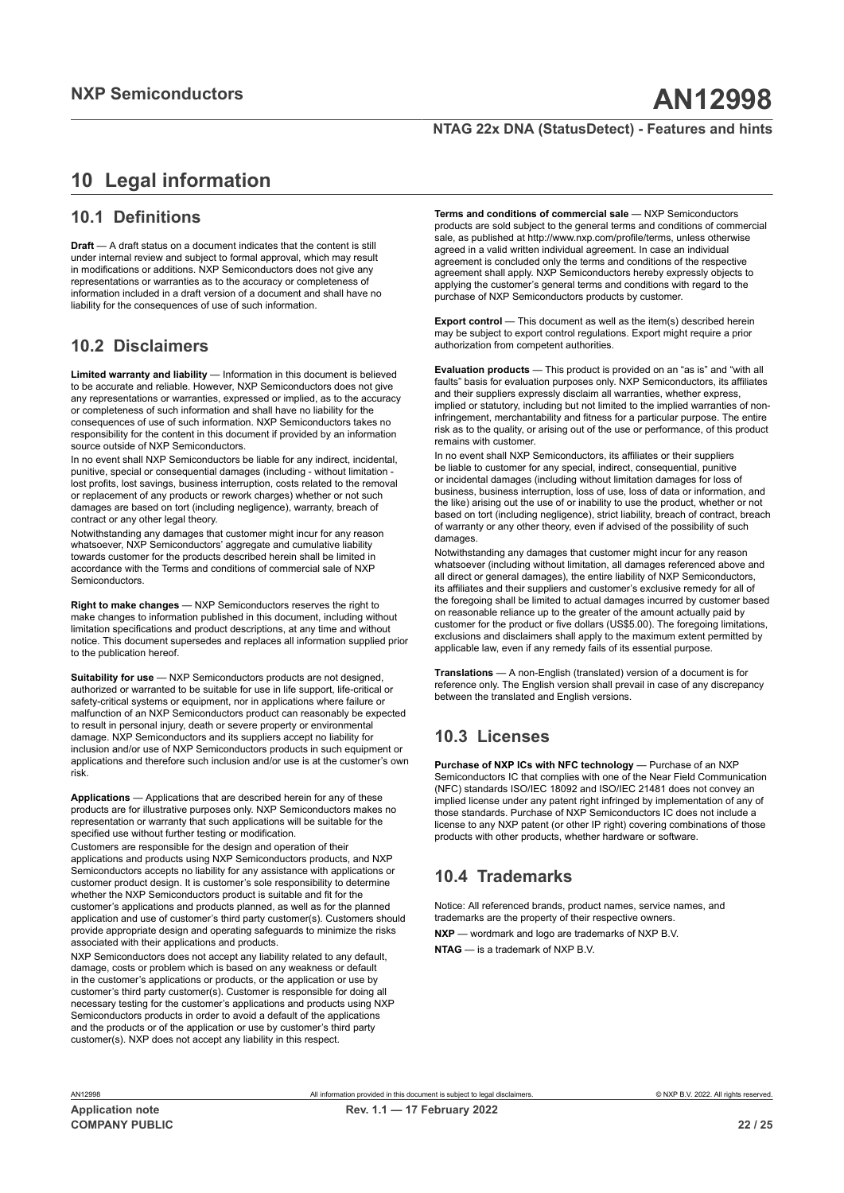# 10 Legal information

## 10.1 Definitions

**Draft** — A draft status on a document indicates that the content is still under internal review and subject to formal approval, which may result in modifications or additions. NXP Semiconductors does not give any representations or warranties as to the accuracy or completeness of information included in a draft version of a document and shall have no liability for the consequences of use of such information.

## 10.2 Disclaimers

**Limited warranty and liability** — Information in this document is believed to be accurate and reliable. However, NXP Semiconductors does not give any representations or warranties, expressed or implied, as to the accuracy or completeness of such information and shall have no liability for the consequences of use of such information. NXP Semiconductors takes no responsibility for the content in this document if provided by an information source outside of NXP Semiconductors.

In no event shall NXP Semiconductors be liable for any indirect, incidental, punitive, special or consequential damages (including - without limitation - lost profits, lost savings, business interruption, costs related to the removal or replacement of any products or rework charges) whether or not such damages are based on tort (including negligence), warranty, breach of contract or any other legal theory.

Notwithstanding any damages that customer might incur for any reason whatsoever, NXP Semiconductors' aggregate and cumulative liability towards customer for the products described herein shall be limited in accordance with the Terms and conditions of commercial sale of NXP Semiconductors.

**Right to make changes** — NXP Semiconductors reserves the right to make changes to information published in this document, including without limitation specifications and product descriptions, at any time and without notice. This document supersedes and replaces all information supplied prior to the publication hereof.

**Suitability for use** — NXP Semiconductors products are not designed, authorized or warranted to be suitable for use in life support, life-critical or safety-critical systems or equipment, nor in applications where failure or malfunction of an NXP Semiconductors product can reasonably be expected to result in personal injury, death or severe property or environmental damage. NXP Semiconductors and its suppliers accept no liability for inclusion and/or use of NXP Semiconductors products in such equipment or applications and therefore such inclusion and/or use is at the customer's own risk.

**Applications** — Applications that are described herein for any of these products are for illustrative purposes only. NXP Semiconductors makes no representation or warranty that such applications will be suitable for the specified use without further testing or modification.

Customers are responsible for the design and operation of their applications and products using NXP Semiconductors products, and NXP Semiconductors accepts no liability for any assistance with applications or customer product design. It is customer's sole responsibility to determine whether the NXP Semiconductors product is suitable and fit for the customer's applications and products planned, as well as for the planned application and use of customer's third party customer(s). Customers should provide appropriate design and operating safeguards to minimize the risks associated with their applications and products.

NXP Semiconductors does not accept any liability related to any default, damage, costs or problem which is based on any weakness or default in the customer's applications or products, or the application or use by customer's third party customer(s). Customer is responsible for doing all necessary testing for the customer's applications and products using NXP Semiconductors products in order to avoid a default of the applications and the products or of the application or use by customer's third party customer(s). NXP does not accept any liability in this respect.

**Terms and conditions of commercial sale** — NXP Semiconductors products are sold subject to the general terms and conditions of commercial sale, as published at http://www.nxp.com/profile/terms, unless otherwise agreed in a valid written individual agreement. In case an individual agreement is concluded only the terms and conditions of the respective agreement shall apply. NXP Semiconductors hereby expressly objects to applying the customer's general terms and conditions with regard to the purchase of NXP Semiconductors products by customer.

**Export control** — This document as well as the item(s) described herein may be subject to export control regulations. Export might require a prior authorization from competent authorities.

**Evaluation products** — This product is provided on an "as is" and "with all faults" basis for evaluation purposes only. NXP Semiconductors, its affiliates and their suppliers expressly disclaim all warranties, whether express, implied or statutory, including but not limited to the implied warranties of non-infringement, merchantability and fitness for a particular purpose. The entire risk as to the quality, or arising out of the use or performance, of this product remains with customer.

In no event shall NXP Semiconductors, its affiliates or their suppliers be liable to customer for any special, indirect, consequential, punitive or incidental damages (including without limitation damages for loss of business, business interruption, loss of use, loss of data or information, and the like) arising out the use of or inability to use the product, whether or not based on tort (including negligence), strict liability, breach of contract, breach of warranty or any other theory, even if advised of the possibility of such damages.

Notwithstanding any damages that customer might incur for any reason whatsoever (including without limitation, all damages referenced above and all direct or general damages), the entire liability of NXP Semiconductors, its affiliates and their suppliers and customer's exclusive remedy for all of the foregoing shall be limited to actual damages incurred by customer based on reasonable reliance up to the greater of the amount actually paid by customer for the product or five dollars (US$5.00). The foregoing limitations, exclusions and disclaimers shall apply to the maximum extent permitted by applicable law, even if any remedy fails of its essential purpose.

**Translations** — A non-English (translated) version of a document is for reference only. The English version shall prevail in case of any discrepancy between the translated and English versions.

## 10.3 Licenses

**Purchase of NXP ICs with NFC technology** — Purchase of an NXP Semiconductors IC that complies with one of the Near Field Communication (NFC) standards ISO/IEC 18092 and ISO/IEC 21481 does not convey an implied license under any patent right infringed by implementation of any of those standards. Purchase of NXP Semiconductors IC does not include a license to any NXP patent (or other IP right) covering combinations of those products with other products, whether hardware or software.

## 10.4 Trademarks

Notice: All referenced brands, product names, service names, and trademarks are the property of their respective owners.

**NXP** — wordmark and logo are trademarks of NXP B.V.

**NTAG** — is a trademark of NXP B.V.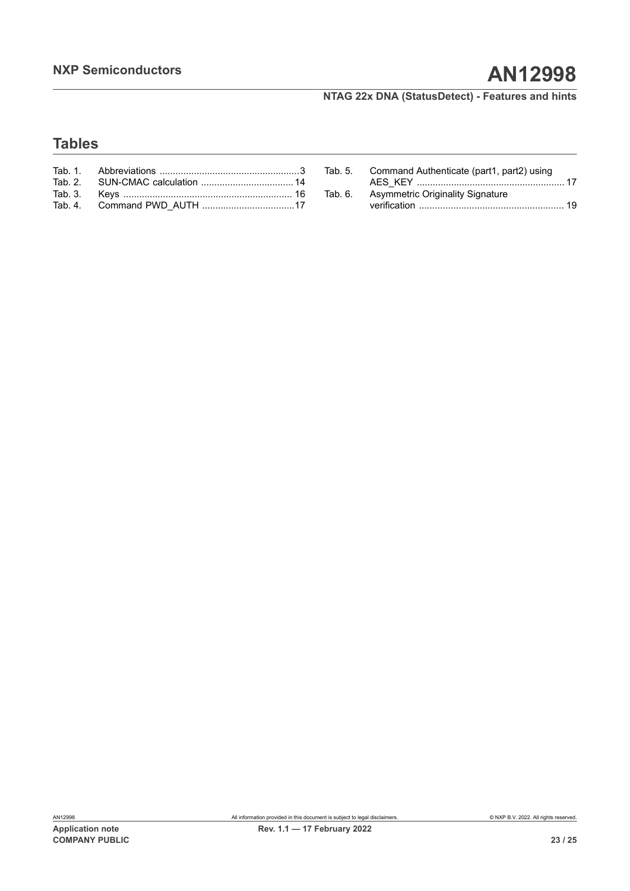## Tables

Tab. 1. Abbreviations ....................................................3
Tab. 2. SUN-CMAC calculation .................................. 14
Tab. 3. Keys ............................................................... 16
Tab. 4. Command PWD_AUTH ..................................17
Tab. 5. Command Authenticate (part1, part2) using AES_KEY ....................................................... 17
Tab. 6. Asymmetric Originality Signature verification ...................................................... 19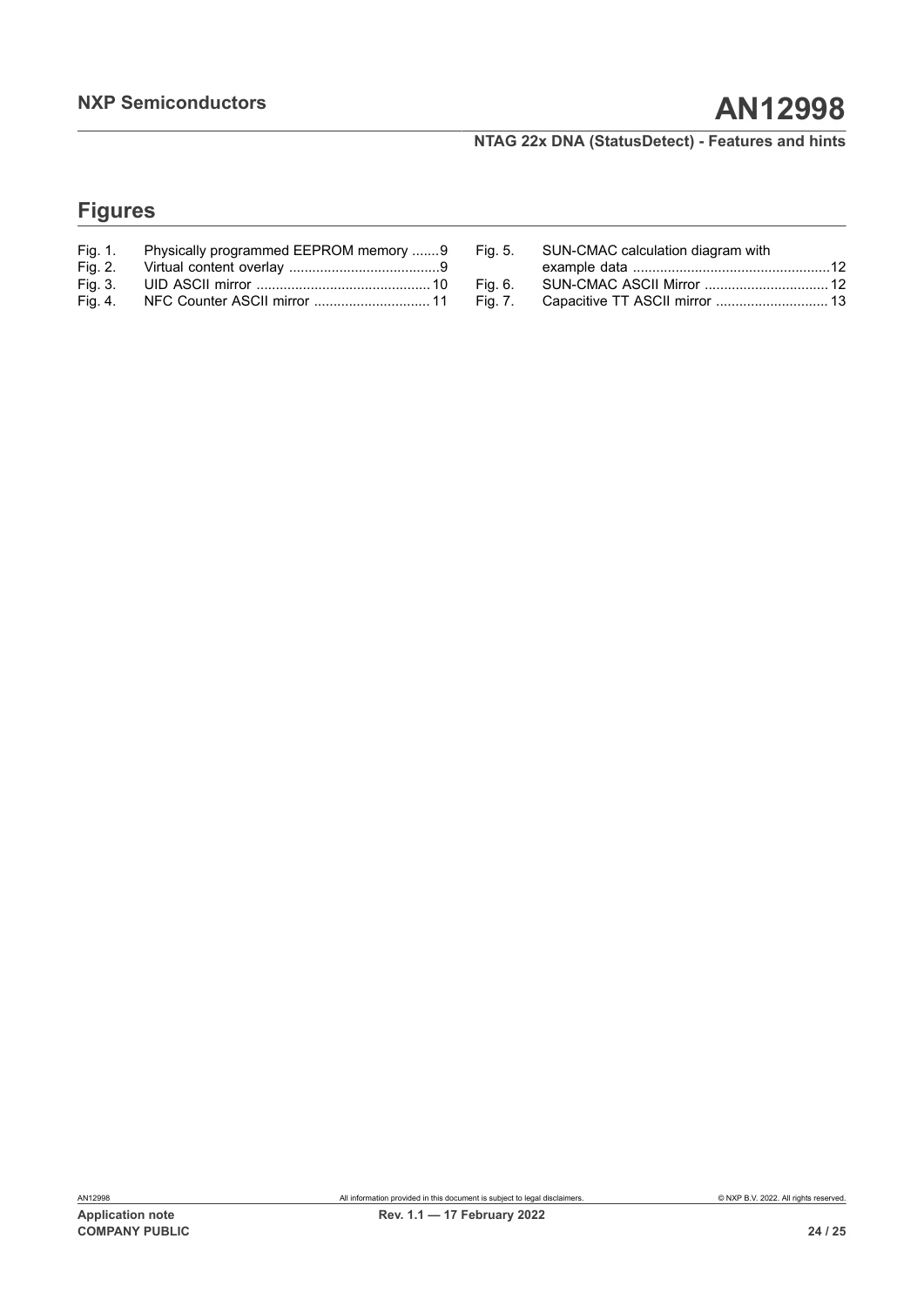## Figures

Fig. 1. Physically programmed EEPROM memory .......9
Fig. 2. Virtual content overlay .......................................9
Fig. 3. UID ASCII mirror .............................................10
Fig. 4. NFC Counter ASCII mirror ..............................11
Fig. 5. SUN-CMAC calculation diagram with example data ...................................................12
Fig. 6. SUN-CMAC ASCII Mirror ................................12
Fig. 7. Capacitive TT ASCII mirror .............................13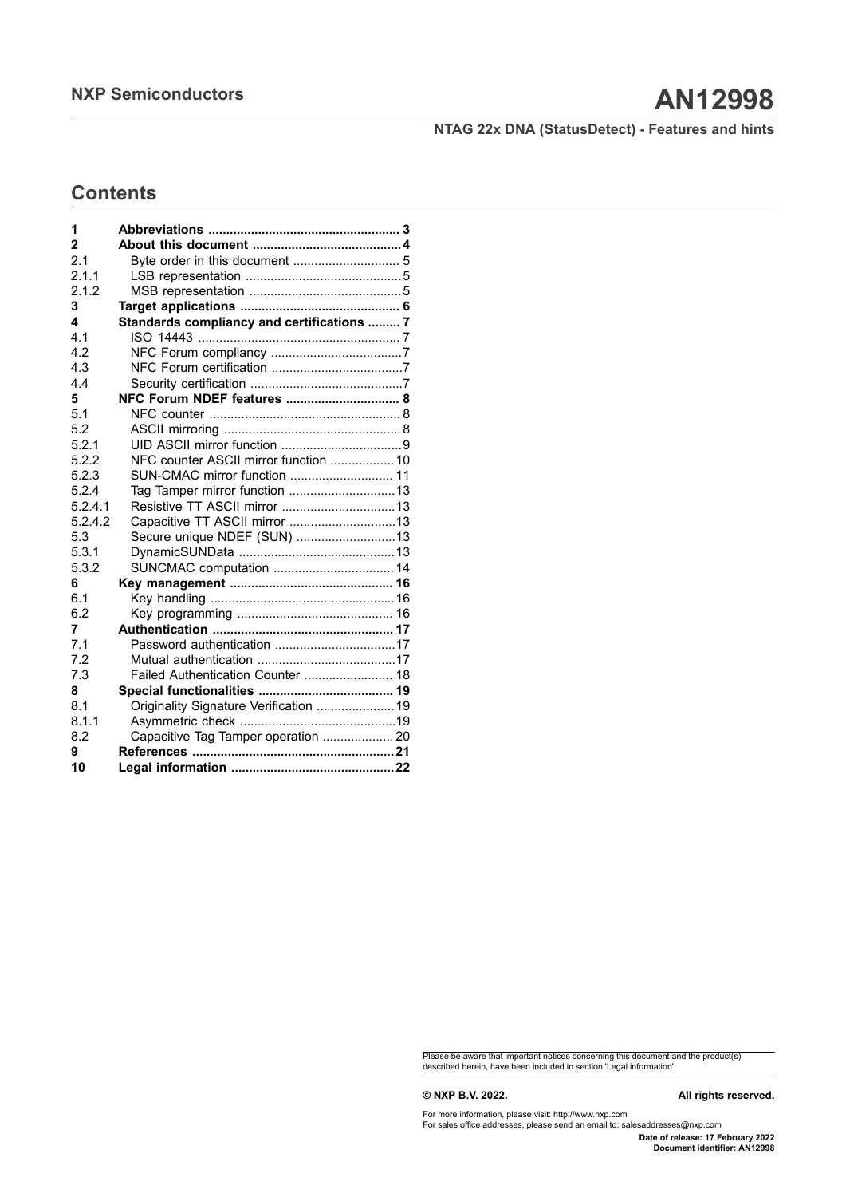## Contents

| | | |
|---|---|---|
| **1** | **Abbreviations** | **3** |
| **2** | **About this document** | **4** |
| 2.1 | Byte order in this document | 5 |
| 2.1.1 | LSB representation | 5 |
| 2.1.2 | MSB representation | 5 |
| **3** | **Target applications** | **6** |
| **4** | **Standards compliancy and certifications** | **7** |
| 4.1 | ISO 14443 | 7 |
| 4.2 | NFC Forum compliancy | 7 |
| 4.3 | NFC Forum certification | 7 |
| 4.4 | Security certification | 7 |
| **5** | **NFC Forum NDEF features** | **8** |
| 5.1 | NFC counter | 8 |
| 5.2 | ASCII mirroring | 8 |
| 5.2.1 | UID ASCII mirror function | 9 |
| 5.2.2 | NFC counter ASCII mirror function | 10 |
| 5.2.3 | SUN-CMAC mirror function | 11 |
| 5.2.4 | Tag Tamper mirror function | 13 |
| 5.2.4.1 | Resistive TT ASCII mirror | 13 |
| 5.2.4.2 | Capacitive TT ASCII mirror | 13 |
| 5.3 | Secure unique NDEF (SUN) | 13 |
| 5.3.1 | DynamicSUNData | 13 |
| 5.3.2 | SUNCMAC computation | 14 |
| **6** | **Key management** | **16** |
| 6.1 | Key handling | 16 |
| 6.2 | Key programming | 16 |
| **7** | **Authentication** | **17** |
| 7.1 | Password authentication | 17 |
| 7.2 | Mutual authentication | 17 |
| 7.3 | Failed Authentication Counter | 18 |
| **8** | **Special functionalities** | **19** |
| 8.1 | Originality Signature Verification | 19 |
| 8.1.1 | Asymmetric check | 19 |
| 8.2 | Capacitive Tag Tamper operation | 20 |
| **9** | **References** | **21** |
| **10** | **Legal information** | **22** |

Please be aware that important notices concerning this document and the product(s) described herein, have been included in section 'Legal information'.

**© NXP B.V. 2022.** **All rights reserved.**

For more information, please visit: http://www.nxp.com
For sales office addresses, please send an email to: salesaddresses@nxp.com

**Date of release: 17 February 2022**
**Document identifier: AN12998**